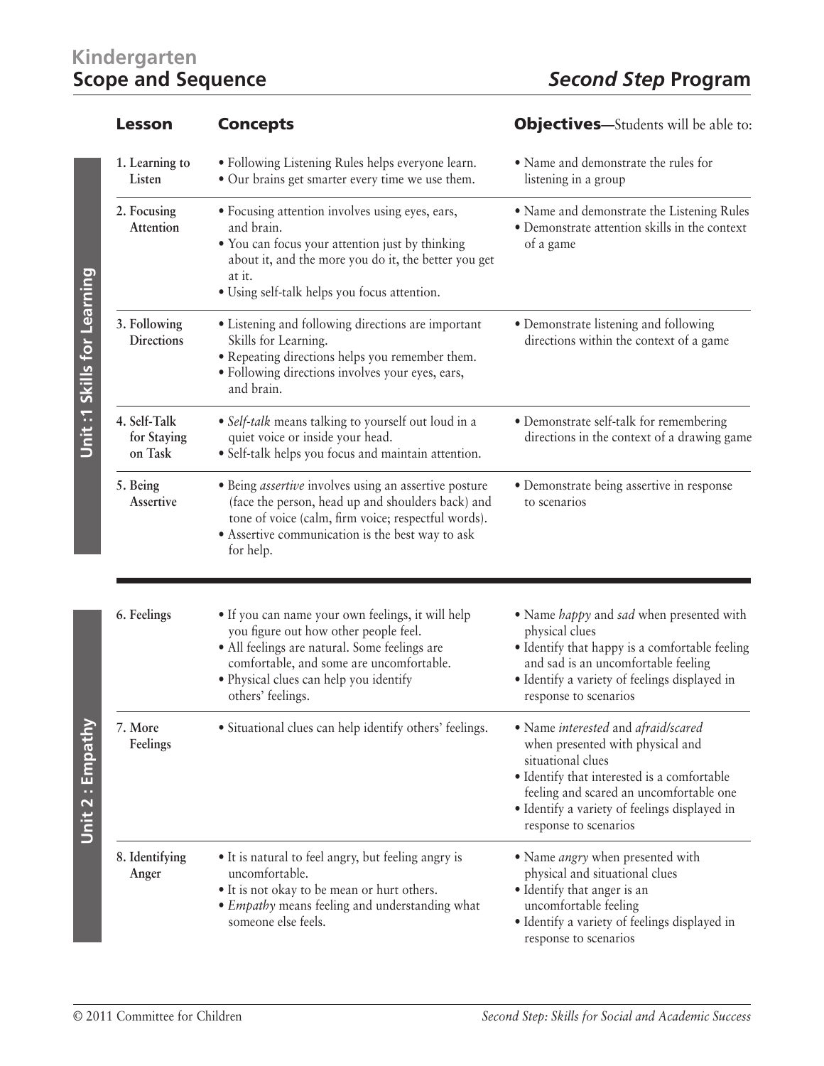# Kindergarten
# Scope and Sequence

## *Second Step* Program

| Unit | Lesson | Concepts | Objectives—Students will be able to: |
|---|---|---|---|
| Unit :1 Skills for Learning | 1. Learning to Listen | • Following Listening Rules helps everyone learn.<br>• Our brains get smarter every time we use them. | • Name and demonstrate the rules for listening in a group |
| | 2. Focusing Attention | • Focusing attention involves using eyes, ears, and brain.<br>• You can focus your attention just by thinking about it, and the more you do it, the better you get at it.<br>• Using self-talk helps you focus attention. | • Name and demonstrate the Listening Rules<br>• Demonstrate attention skills in the context of a game |
| | 3. Following Directions | • Listening and following directions are important Skills for Learning.<br>• Repeating directions helps you remember them.<br>• Following directions involves your eyes, ears, and brain. | • Demonstrate listening and following directions within the context of a game |
| | 4. Self-Talk for Staying on Task | • *Self-talk* means talking to yourself out loud in a quiet voice or inside your head.<br>• Self-talk helps you focus and maintain attention. | • Demonstrate self-talk for remembering directions in the context of a drawing game |
| | 5. Being Assertive | • Being *assertive* involves using an assertive posture (face the person, head up and shoulders back) and tone of voice (calm, firm voice; respectful words).<br>• Assertive communication is the best way to ask for help. | • Demonstrate being assertive in response to scenarios |
| Unit 2 : Empathy | 6. Feelings | • If you can name your own feelings, it will help you figure out how other people feel.<br>• All feelings are natural. Some feelings are comfortable, and some are uncomfortable.<br>• Physical clues can help you identify others' feelings. | • Name *happy* and *sad* when presented with physical clues<br>• Identify that happy is a comfortable feeling and sad is an uncomfortable feeling<br>• Identify a variety of feelings displayed in response to scenarios |
| | 7. More Feelings | • Situational clues can help identify others' feelings. | • Name *interested* and *afraid/scared* when presented with physical and situational clues<br>• Identify that interested is a comfortable feeling and scared an uncomfortable one<br>• Identify a variety of feelings displayed in response to scenarios |
| | 8. Identifying Anger | • It is natural to feel angry, but feeling angry is uncomfortable.<br>• It is not okay to be mean or hurt others.<br>• *Empathy* means feeling and understanding what someone else feels. | • Name *angry* when presented with physical and situational clues<br>• Identify that anger is an uncomfortable feeling<br>• Identify a variety of feelings displayed in response to scenarios |

© 2011 Committee for Children

*Second Step: Skills for Social and Academic Success*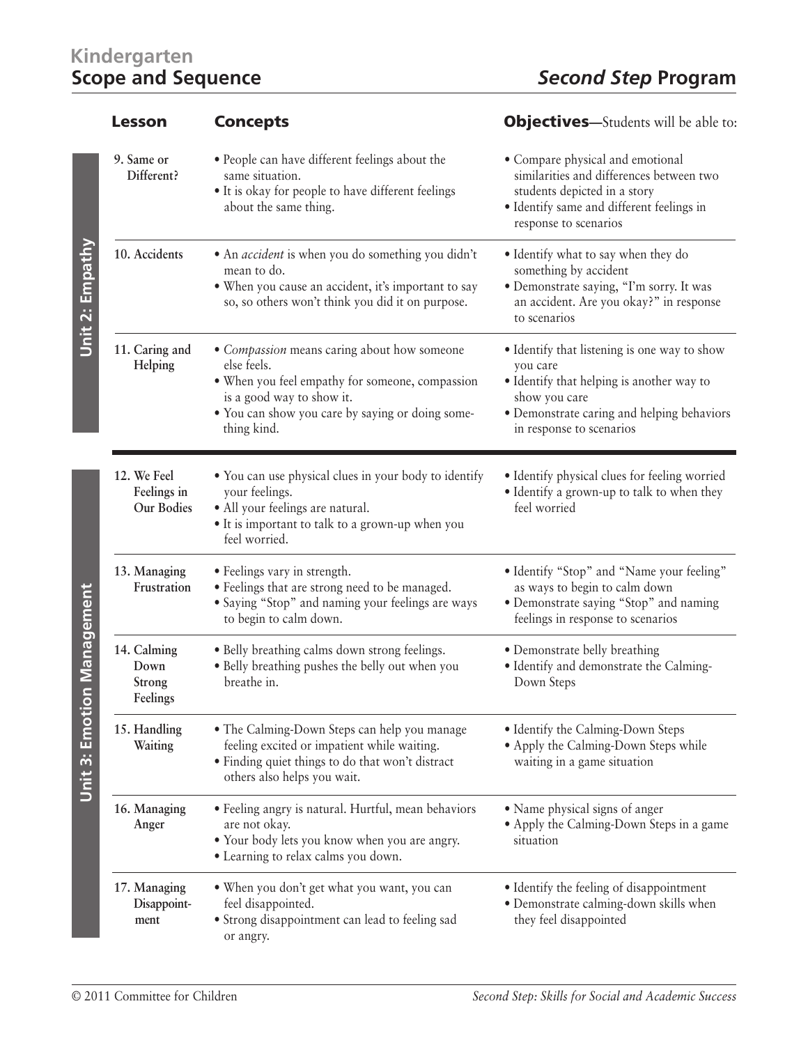# Kindergarten
## Scope and Sequence — *Second Step* Program

| | Lesson | Concepts | Objectives—Students will be able to: |
|---|---|---|---|
| Unit 2: Empathy | 9. Same or Different? | • People can have different feelings about the same situation.<br>• It is okay for people to have different feelings about the same thing. | • Compare physical and emotional similarities and differences between two students depicted in a story<br>• Identify same and different feelings in response to scenarios |
| | 10. Accidents | • An *accident* is when you do something you didn't mean to do.<br>• When you cause an accident, it's important to say so, so others won't think you did it on purpose. | • Identify what to say when they do something by accident<br>• Demonstrate saying, "I'm sorry. It was an accident. Are you okay?" in response to scenarios |
| | 11. Caring and Helping | • *Compassion* means caring about how someone else feels.<br>• When you feel empathy for someone, compassion is a good way to show it.<br>• You can show you care by saying or doing something kind. | • Identify that listening is one way to show you care<br>• Identify that helping is another way to show you care<br>• Demonstrate caring and helping behaviors in response to scenarios |
| Unit 3: Emotion Management | 12. We Feel Feelings in Our Bodies | • You can use physical clues in your body to identify your feelings.<br>• All your feelings are natural.<br>• It is important to talk to a grown-up when you feel worried. | • Identify physical clues for feeling worried<br>• Identify a grown-up to talk to when they feel worried |
| | 13. Managing Frustration | • Feelings vary in strength.<br>• Feelings that are strong need to be managed.<br>• Saying "Stop" and naming your feelings are ways to begin to calm down. | • Identify "Stop" and "Name your feeling" as ways to begin to calm down<br>• Demonstrate saying "Stop" and naming feelings in response to scenarios |
| | 14. Calming Down Strong Feelings | • Belly breathing calms down strong feelings.<br>• Belly breathing pushes the belly out when you breathe in. | • Demonstrate belly breathing<br>• Identify and demonstrate the Calming-Down Steps |
| | 15. Handling Waiting | • The Calming-Down Steps can help you manage feeling excited or impatient while waiting.<br>• Finding quiet things to do that won't distract others also helps you wait. | • Identify the Calming-Down Steps<br>• Apply the Calming-Down Steps while waiting in a game situation |
| | 16. Managing Anger | • Feeling angry is natural. Hurtful, mean behaviors are not okay.<br>• Your body lets you know when you are angry.<br>• Learning to relax calms you down. | • Name physical signs of anger<br>• Apply the Calming-Down Steps in a game situation |
| | 17. Managing Disappointment | • When you don't get what you want, you can feel disappointed.<br>• Strong disappointment can lead to feeling sad or angry. | • Identify the feeling of disappointment<br>• Demonstrate calming-down skills when they feel disappointed |

© 2011 Committee for Children — *Second Step: Skills for Social and Academic Success*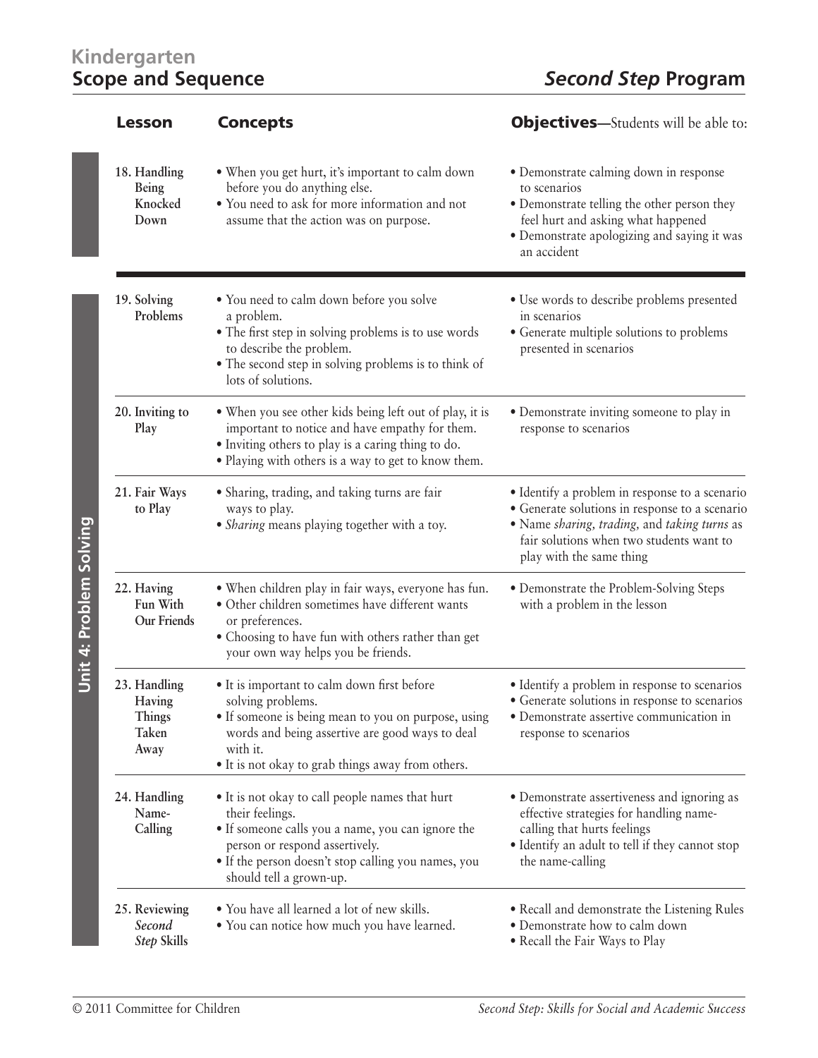# Kindergarten
# Scope and Sequence

## *Second Step* Program

| Lesson | Concepts | Objectives—Students will be able to: |
|---|---|---|
| 18. Handling Being Knocked Down | • When you get hurt, it's important to calm down before you do anything else.<br>• You need to ask for more information and not assume that the action was on purpose. | • Demonstrate calming down in response to scenarios<br>• Demonstrate telling the other person they feel hurt and asking what happened<br>• Demonstrate apologizing and saying it was an accident |

**Unit 4: Problem Solving**

| Lesson | Concepts | Objectives—Students will be able to: |
|---|---|---|
| 19. Solving Problems | • You need to calm down before you solve a problem.<br>• The first step in solving problems is to use words to describe the problem.<br>• The second step in solving problems is to think of lots of solutions. | • Use words to describe problems presented in scenarios<br>• Generate multiple solutions to problems presented in scenarios |
| 20. Inviting to Play | • When you see other kids being left out of play, it is important to notice and have empathy for them.<br>• Inviting others to play is a caring thing to do.<br>• Playing with others is a way to get to know them. | • Demonstrate inviting someone to play in response to scenarios |
| 21. Fair Ways to Play | • Sharing, trading, and taking turns are fair ways to play.<br>• *Sharing* means playing together with a toy. | • Identify a problem in response to a scenario<br>• Generate solutions in response to a scenario<br>• Name *sharing, trading,* and *taking turns* as fair solutions when two students want to play with the same thing |
| 22. Having Fun With Our Friends | • When children play in fair ways, everyone has fun.<br>• Other children sometimes have different wants or preferences.<br>• Choosing to have fun with others rather than get your own way helps you be friends. | • Demonstrate the Problem-Solving Steps with a problem in the lesson |
| 23. Handling Having Things Taken Away | • It is important to calm down first before solving problems.<br>• If someone is being mean to you on purpose, using words and being assertive are good ways to deal with it.<br>• It is not okay to grab things away from others. | • Identify a problem in response to scenarios<br>• Generate solutions in response to scenarios<br>• Demonstrate assertive communication in response to scenarios |
| 24. Handling Name-Calling | • It is not okay to call people names that hurt their feelings.<br>• If someone calls you a name, you can ignore the person or respond assertively.<br>• If the person doesn't stop calling you names, you should tell a grown-up. | • Demonstrate assertiveness and ignoring as effective strategies for handling name-calling that hurts feelings<br>• Identify an adult to tell if they cannot stop the name-calling |
| 25. Reviewing *Second Step* Skills | • You have all learned a lot of new skills.<br>• You can notice how much you have learned. | • Recall and demonstrate the Listening Rules<br>• Demonstrate how to calm down<br>• Recall the Fair Ways to Play |

© 2011 Committee for Children

*Second Step: Skills for Social and Academic Success*